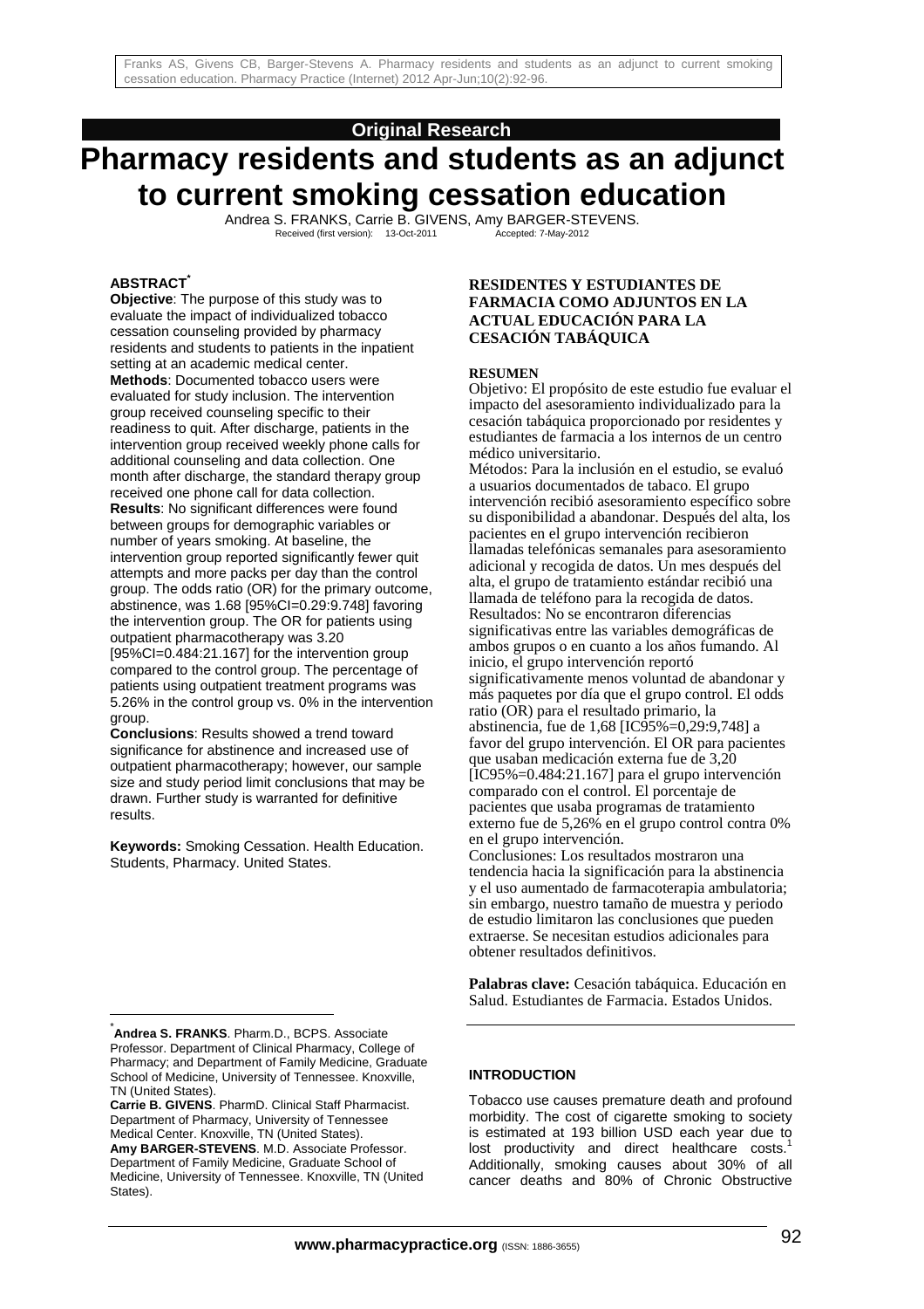Original Research

# Pharmacy residents and students as an adjunct to current smoking cessation education

Andrea S. FRANKS, Carrie B. GIVENS, Amy BARGER-STEVENS.

Received (first version): 13-Oct-2011 Accepted: 7-May-2012

## ABSTRACT[*]

**Objective**: The purpose of this study was to evaluate the impact of individualized tobacco cessation counseling provided by pharmacy residents and students to patients in the inpatient setting at an academic medical center.

**Methods**: Documented tobacco users were evaluated for study inclusion. The intervention group received counseling specific to their readiness to quit. After discharge, patients in the intervention group received weekly phone calls for additional counseling and data collection. One month after discharge, the standard therapy group received one phone call for data collection.

**Results**: No significant differences were found between groups for demographic variables or number of years smoking. At baseline, the intervention group reported significantly fewer quit attempts and more packs per day than the control group. The odds ratio (OR) for the primary outcome, abstinence, was 1.68 [95%CI=0.29:9.748] favoring the intervention group. The OR for patients using outpatient pharmacotherapy was 3.20 [95%CI=0.484:21.167] for the intervention group compared to the control group. The percentage of patients using outpatient treatment programs was 5.26% in the control group vs. 0% in the intervention group.

**Conclusions**: Results showed a trend toward significance for abstinence and increased use of outpatient pharmacotherapy; however, our sample size and study period limit conclusions that may be drawn. Further study is warranted for definitive results.

**Keywords:** Smoking Cessation. Health Education. Students, Pharmacy. United States.

## RESIDENTES Y ESTUDIANTES DE FARMACIA COMO ADJUNTOS EN LA ACTUAL EDUCACIÓN PARA LA CESACIÓN TABÁQUICA

### RESUMEN

Objetivo: El propósito de este estudio fue evaluar el impacto del asesoramiento individualizado para la cesación tabáquica proporcionado por residentes y estudiantes de farmacia a los internos de un centro médico universitario.

Métodos: Para la inclusión en el estudio, se evaluó a usuarios documentados de tabaco. El grupo intervención recibió asesoramiento específico sobre su disponibilidad a abandonar. Después del alta, los pacientes en el grupo intervención recibieron llamadas telefónicas semanales para asesoramiento adicional y recogida de datos. Un mes después del alta, el grupo de tratamiento estándar recibió una llamada de teléfono para la recogida de datos.

Resultados: No se encontraron diferencias significativas entre las variables demográficas de ambos grupos o en cuanto a los años fumando. Al inicio, el grupo intervención reportó significativamente menos voluntad de abandonar y más paquetes por día que el grupo control. El odds ratio (OR) para el resultado primario, la abstinencia, fue de 1,68 [IC95%=0,29:9,748] a favor del grupo intervención. El OR para pacientes que usaban medicación externa fue de 3,20 [IC95%=0.484:21.167] para el grupo intervención comparado con el control. El porcentaje de pacientes que usaba programas de tratamiento externo fue de 5,26% en el grupo control contra 0% en el grupo intervención.

Conclusiones: Los resultados mostraron una tendencia hacia la significación para la abstinencia y el uso aumentado de farmacoterapia ambulatoria; sin embargo, nuestro tamaño de muestra y periodo de estudio limitaron las conclusiones que pueden extraerse. Se necesitan estudios adicionales para obtener resultados definitivos.

**Palabras clave:** Cesación tabáquica. Educación en Salud. Estudiantes de Farmacia. Estados Unidos.

## INTRODUCTION

Tobacco use causes premature death and profound morbidity. The cost of cigarette smoking to society is estimated at 193 billion USD each year due to lost productivity and direct healthcare costs.[1] Additionally, smoking causes about 30% of all cancer deaths and 80% of Chronic Obstructive

---

[*] **Andrea S. FRANKS**. Pharm.D., BCPS. Associate Professor. Department of Clinical Pharmacy, College of Pharmacy; and Department of Family Medicine, Graduate School of Medicine, University of Tennessee. Knoxville, TN (United States).

**Carrie B. GIVENS**. PharmD. Clinical Staff Pharmacist. Department of Pharmacy, University of Tennessee Medical Center. Knoxville, TN (United States).

**Amy BARGER-STEVENS**. M.D. Associate Professor. Department of Family Medicine, Graduate School of Medicine, University of Tennessee. Knoxville, TN (United States).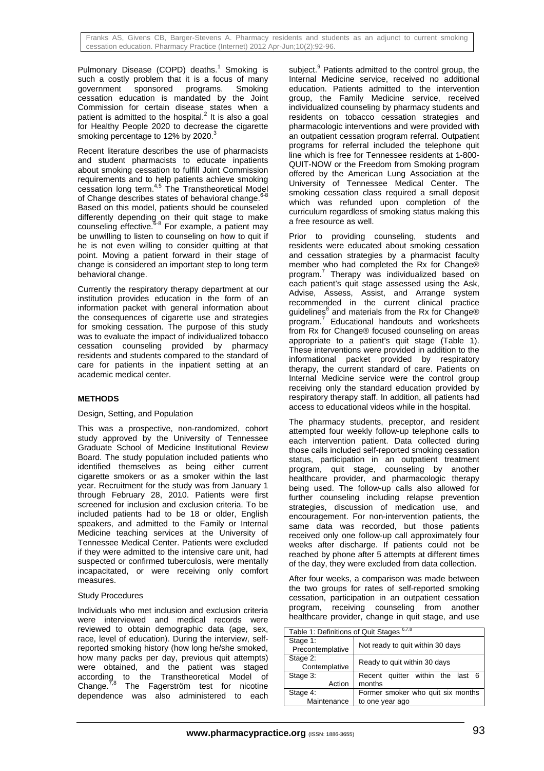Pulmonary Disease (COPD) deaths.[1] Smoking is such a costly problem that it is a focus of many government sponsored programs. Smoking cessation education is mandated by the Joint Commission for certain disease states when a patient is admitted to the hospital.[2] It is also a goal for Healthy People 2020 to decrease the cigarette smoking percentage to 12% by 2020.[3]

Recent literature describes the use of pharmacists and student pharmacists to educate inpatients about smoking cessation to fulfill Joint Commission requirements and to help patients achieve smoking cessation long term.[4,5] The Transtheoretical Model of Change describes states of behavioral change.[6-8] Based on this model, patients should be counseled differently depending on their quit stage to make counseling effective.[6-8] For example, a patient may be unwilling to listen to counseling on how to quit if he is not even willing to consider quitting at that point. Moving a patient forward in their stage of change is considered an important step to long term behavioral change.

Currently the respiratory therapy department at our institution provides education in the form of an information packet with general information about the consequences of cigarette use and strategies for smoking cessation. The purpose of this study was to evaluate the impact of individualized tobacco cessation counseling provided by pharmacy residents and students compared to the standard of care for patients in the inpatient setting at an academic medical center.

## METHODS

### Design, Setting, and Population

This was a prospective, non-randomized, cohort study approved by the University of Tennessee Graduate School of Medicine Institutional Review Board. The study population included patients who identified themselves as being either current cigarette smokers or as a smoker within the last year. Recruitment for the study was from January 1 through February 28, 2010. Patients were first screened for inclusion and exclusion criteria. To be included patients had to be 18 or older, English speakers, and admitted to the Family or Internal Medicine teaching services at the University of Tennessee Medical Center. Patients were excluded if they were admitted to the intensive care unit, had suspected or confirmed tuberculosis, were mentally incapacitated, or were receiving only comfort measures.

### Study Procedures

Individuals who met inclusion and exclusion criteria were interviewed and medical records were reviewed to obtain demographic data (age, sex, race, level of education). During the interview, self-reported smoking history (how long he/she smoked, how many packs per day, previous quit attempts) were obtained, and the patient was staged according to the Transtheoretical Model of Change.[7,8] The Fagerström test for nicotine dependence was also administered to each subject.[9] Patients admitted to the control group, the Internal Medicine service, received no additional education. Patients admitted to the intervention group, the Family Medicine service, received individualized counseling by pharmacy students and residents on tobacco cessation strategies and pharmacologic interventions and were provided with an outpatient cessation program referral. Outpatient programs for referral included the telephone quit line which is free for Tennessee residents at 1-800-QUIT-NOW or the Freedom from Smoking program offered by the American Lung Association at the University of Tennessee Medical Center. The smoking cessation class required a small deposit which was refunded upon completion of the curriculum regardless of smoking status making this a free resource as well.

Prior to providing counseling, students and residents were educated about smoking cessation and cessation strategies by a pharmacist faculty member who had completed the Rx for Change® program.[7] Therapy was individualized based on each patient's quit stage assessed using the Ask, Advise, Assess, Assist, and Arrange system recommended in the current clinical practice guidelines[8] and materials from the Rx for Change® program.[7] Educational handouts and worksheets from Rx for Change® focused counseling on areas appropriate to a patient's quit stage (Table 1). These interventions were provided in addition to the informational packet provided by respiratory therapy, the current standard of care. Patients on Internal Medicine service were the control group receiving only the standard education provided by respiratory therapy staff. In addition, all patients had access to educational videos while in the hospital.

The pharmacy students, preceptor, and resident attempted four weekly follow-up telephone calls to each intervention patient. Data collected during those calls included self-reported smoking cessation status, participation in an outpatient treatment program, quit stage, counseling by another healthcare provider, and pharmacologic therapy being used. The follow-up calls also allowed for further counseling including relapse prevention strategies, discussion of medication use, and encouragement. For non-intervention patients, the same data was recorded, but those patients received only one follow-up call approximately four weeks after discharge. If patients could not be reached by phone after 5 attempts at different times of the day, they were excluded from data collection.

After four weeks, a comparison was made between the two groups for rates of self-reported smoking cessation, participation in an outpatient cessation program, receiving counseling from another healthcare provider, change in quit stage, and use

| Table 1: Definitions of Quit Stages [6,7,8] | |
|---|---|
| Stage 1: Precontemplative | Not ready to quit within 30 days |
| Stage 2: Contemplative | Ready to quit within 30 days |
| Stage 3: Action | Recent quitter within the last 6 months |
| Stage 4: Maintenance | Former smoker who quit six months to one year ago |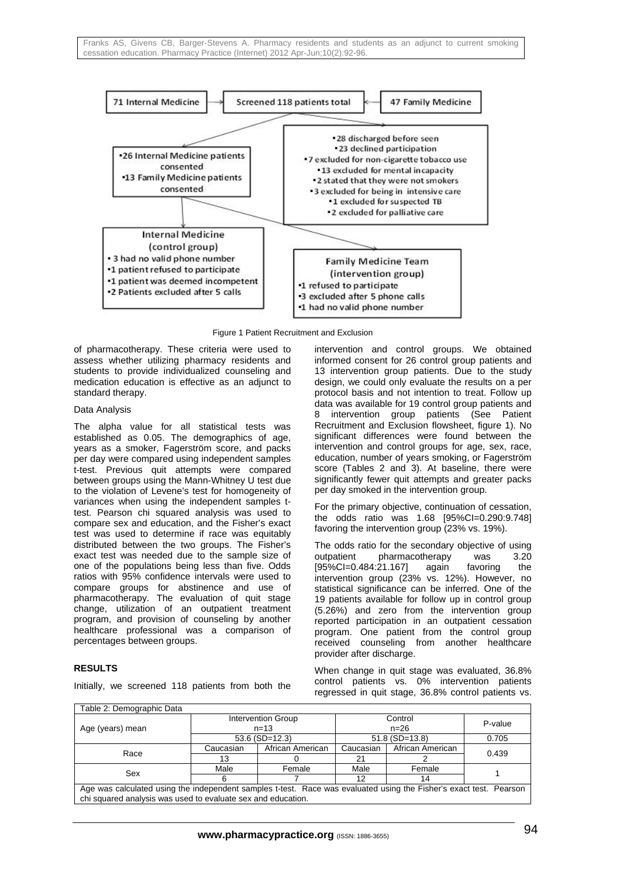71 Internal Medicine → Screened 118 patients total ← 47 Family Medicine

- 28 discharged before seen
- 23 declined participation
- 7 excluded for non-cigarette tobacco use
- 13 excluded for mental incapacity
- 2 stated that they were not smokers
- 3 excluded for being in intensive care
- 1 excluded for suspected TB
- 2 excluded for palliative care

- 26 Internal Medicine patients consented
- 13 Family Medicine patients consented

Internal Medicine (control group)

- 3 had no valid phone number
- 1 patient refused to participate
- 1 patient was deemed incompetent
- 2 Patients excluded after 5 calls

Family Medicine Team (intervention group)

- 1 refused to participate
- 3 excluded after 5 phone calls
- 1 had no valid phone number

Figure 1 Patient Recruitment and Exclusion

of pharmacotherapy. These criteria were used to assess whether utilizing pharmacy residents and students to provide individualized counseling and medication education is effective as an adjunct to standard therapy.

Data Analysis

The alpha value for all statistical tests was established as 0.05. The demographics of age, years as a smoker, Fagerström score, and packs per day were compared using independent samples t-test. Previous quit attempts were compared between groups using the Mann-Whitney U test due to the violation of Levene's test for homogeneity of variances when using the independent samples t-test. Pearson chi squared analysis was used to compare sex and education, and the Fisher's exact test was used to determine if race was equitably distributed between the two groups. The Fisher's exact test was needed due to the sample size of one of the populations being less than five. Odds ratios with 95% confidence intervals were used to compare groups for abstinence and use of pharmacotherapy. The evaluation of quit stage change, utilization of an outpatient treatment program, and provision of counseling by another healthcare professional was a comparison of percentages between groups.

## RESULTS

Initially, we screened 118 patients from both the intervention and control groups. We obtained informed consent for 26 control group patients and 13 intervention group patients. Due to the study design, we could only evaluate the results on a per protocol basis and not intention to treat. Follow up data was available for 19 control group patients and 8 intervention group patients (See Patient Recruitment and Exclusion flowsheet, figure 1). No significant differences were found between the intervention and control groups for age, sex, race, education, number of years smoking, or Fagerström score (Tables 2 and 3). At baseline, there were significantly fewer quit attempts and greater packs per day smoked in the intervention group.

For the primary objective, continuation of cessation, the odds ratio was 1.68 [95%CI=0.290:9.748] favoring the intervention group (23% vs. 19%).

The odds ratio for the secondary objective of using outpatient pharmacotherapy was 3.20 [95%CI=0.484:21.167] again favoring the intervention group (23% vs. 12%). However, no statistical significance can be inferred. One of the 19 patients available for follow up in control group (5.26%) and zero from the intervention group reported participation in an outpatient cessation program. One patient from the control group received counseling from another healthcare provider after discharge.

When change in quit stage was evaluated, 36.8% control patients vs. 0% intervention patients regressed in quit stage, 36.8% control patients vs.

Table 2: Demographic Data

| Age (years) mean | Intervention Group n=13 | | Control n=26 | | P-value |
|---|---|---|---|---|---|
| | 53.6 (SD=12.3) | | 51.8 (SD=13.8) | | 0.705 |
| Race | Caucasian | African American | Caucasian | African American | 0.439 |
| | 13 | 0 | 21 | 2 | |
| Sex | Male | Female | Male | Female | 1 |
| | 6 | 7 | 12 | 14 | |

Age was calculated using the independent samples t-test. Race was evaluated using the Fisher's exact test. Pearson chi squared analysis was used to evaluate sex and education.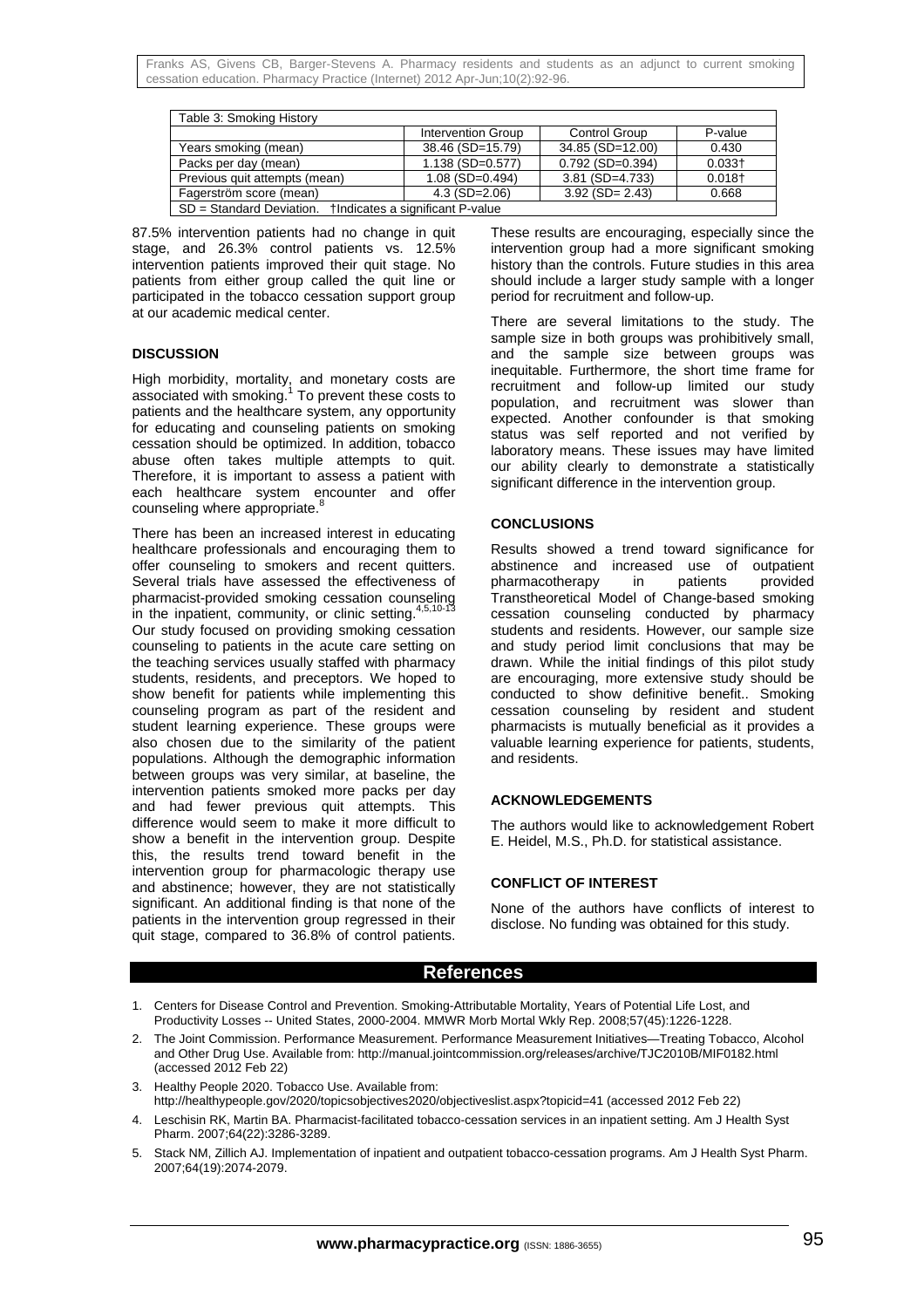| Table 3: Smoking History | | | |
|---|---|---|---|
| | Intervention Group | Control Group | P-value |
| Years smoking (mean) | 38.46 (SD=15.79) | 34.85 (SD=12.00) | 0.430 |
| Packs per day (mean) | 1.138 (SD=0.577) | 0.792 (SD=0.394) | 0.033† |
| Previous quit attempts (mean) | 1.08 (SD=0.494) | 3.81 (SD=4.733) | 0.018† |
| Fagerström score (mean) | 4.3 (SD=2.06) | 3.92 (SD= 2.43) | 0.668 |
| SD = Standard Deviation. †Indicates a significant P-value | | | |

87.5% intervention patients had no change in quit stage, and 26.3% control patients vs. 12.5% intervention patients improved their quit stage. No patients from either group called the quit line or participated in the tobacco cessation support group at our academic medical center.

## DISCUSSION

High morbidity, mortality, and monetary costs are associated with smoking.[1] To prevent these costs to patients and the healthcare system, any opportunity for educating and counseling patients on smoking cessation should be optimized. In addition, tobacco abuse often takes multiple attempts to quit. Therefore, it is important to assess a patient with each healthcare system encounter and offer counseling where appropriate.[8]

There has been an increased interest in educating healthcare professionals and encouraging them to offer counseling to smokers and recent quitters. Several trials have assessed the effectiveness of pharmacist-provided smoking cessation counseling in the inpatient, community, or clinic setting.[4,5,10-13] Our study focused on providing smoking cessation counseling to patients in the acute care setting on the teaching services usually staffed with pharmacy students, residents, and preceptors. We hoped to show benefit for patients while implementing this counseling program as part of the resident and student learning experience. These groups were also chosen due to the similarity of the patient populations. Although the demographic information between groups was very similar, at baseline, the intervention patients smoked more packs per day and had fewer previous quit attempts. This difference would seem to make it more difficult to show a benefit in the intervention group. Despite this, the results trend toward benefit in the intervention group for pharmacologic therapy use and abstinence; however, they are not statistically significant. An additional finding is that none of the patients in the intervention group regressed in their quit stage, compared to 36.8% of control patients. These results are encouraging, especially since the intervention group had a more significant smoking history than the controls. Future studies in this area should include a larger study sample with a longer period for recruitment and follow-up.

There are several limitations to the study. The sample size in both groups was prohibitively small, and the sample size between groups was inequitable. Furthermore, the short time frame for recruitment and follow-up limited our study population, and recruitment was slower than expected. Another confounder is that smoking status was self reported and not verified by laboratory means. These issues may have limited our ability clearly to demonstrate a statistically significant difference in the intervention group.

## CONCLUSIONS

Results showed a trend toward significance for abstinence and increased use of outpatient pharmacotherapy in patients provided Transtheoretical Model of Change-based smoking cessation counseling conducted by pharmacy students and residents. However, our sample size and study period limit conclusions that may be drawn. While the initial findings of this pilot study are encouraging, more extensive study should be conducted to show definitive benefit.. Smoking cessation counseling by resident and student pharmacists is mutually beneficial as it provides a valuable learning experience for patients, students, and residents.

## ACKNOWLEDGEMENTS

The authors would like to acknowledgement Robert E. Heidel, M.S., Ph.D. for statistical assistance.

## CONFLICT OF INTEREST

None of the authors have conflicts of interest to disclose. No funding was obtained for this study.

## References

1. Centers for Disease Control and Prevention. Smoking-Attributable Mortality, Years of Potential Life Lost, and Productivity Losses -- United States, 2000-2004. MMWR Morb Mortal Wkly Rep. 2008;57(45):1226-1228.
2. The Joint Commission. Performance Measurement. Performance Measurement Initiatives—Treating Tobacco, Alcohol and Other Drug Use. Available from: http://manual.jointcommission.org/releases/archive/TJC2010B/MIF0182.html (accessed 2012 Feb 22)
3. Healthy People 2020. Tobacco Use. Available from: http://healthypeople.gov/2020/topicsobjectives2020/objectiveslist.aspx?topicid=41 (accessed 2012 Feb 22)
4. Leschisin RK, Martin BA. Pharmacist-facilitated tobacco-cessation services in an inpatient setting. Am J Health Syst Pharm. 2007;64(22):3286-3289.
5. Stack NM, Zillich AJ. Implementation of inpatient and outpatient tobacco-cessation programs. Am J Health Syst Pharm. 2007;64(19):2074-2079.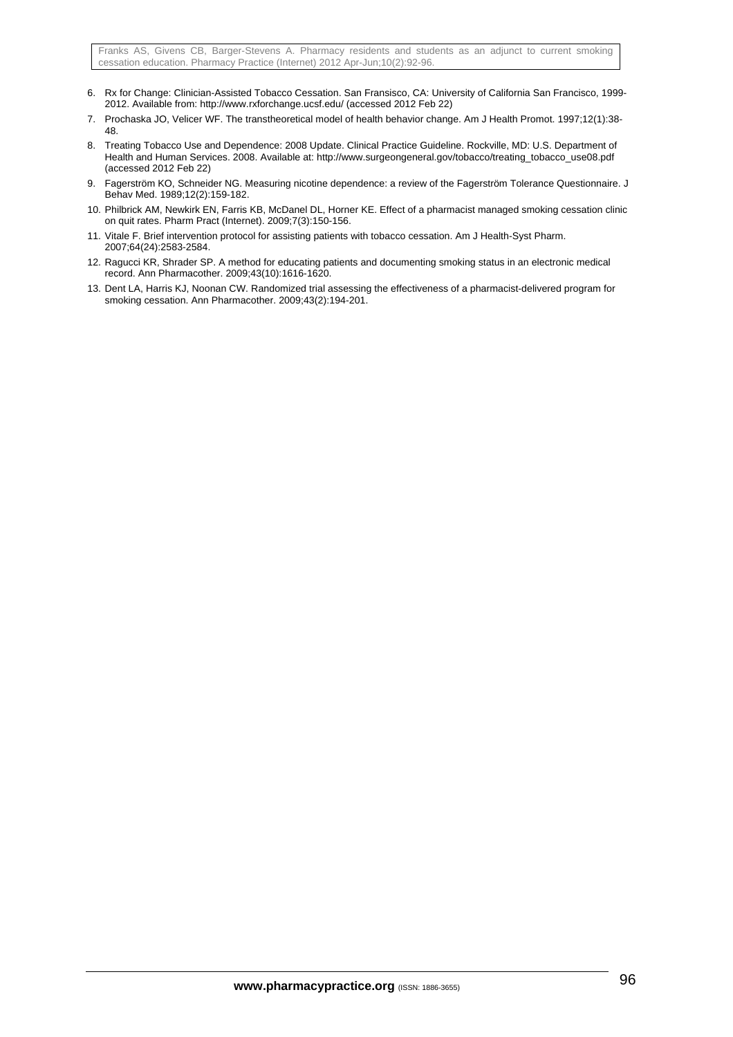6. Rx for Change: Clinician-Assisted Tobacco Cessation. San Fransisco, CA: University of California San Francisco, 1999-2012. Available from: http://www.rxforchange.ucsf.edu/ (accessed 2012 Feb 22)
7. Prochaska JO, Velicer WF. The transtheoretical model of health behavior change. Am J Health Promot. 1997;12(1):38-48.
8. Treating Tobacco Use and Dependence: 2008 Update. Clinical Practice Guideline. Rockville, MD: U.S. Department of Health and Human Services. 2008. Available at: http://www.surgeongeneral.gov/tobacco/treating_tobacco_use08.pdf (accessed 2012 Feb 22)
9. Fagerström KO, Schneider NG. Measuring nicotine dependence: a review of the Fagerström Tolerance Questionnaire. J Behav Med. 1989;12(2):159-182.
10. Philbrick AM, Newkirk EN, Farris KB, McDanel DL, Horner KE. Effect of a pharmacist managed smoking cessation clinic on quit rates. Pharm Pract (Internet). 2009;7(3):150-156.
11. Vitale F. Brief intervention protocol for assisting patients with tobacco cessation. Am J Health-Syst Pharm. 2007;64(24):2583-2584.
12. Ragucci KR, Shrader SP. A method for educating patients and documenting smoking status in an electronic medical record. Ann Pharmacother. 2009;43(10):1616-1620.
13. Dent LA, Harris KJ, Noonan CW. Randomized trial assessing the effectiveness of a pharmacist-delivered program for smoking cessation. Ann Pharmacother. 2009;43(2):194-201.